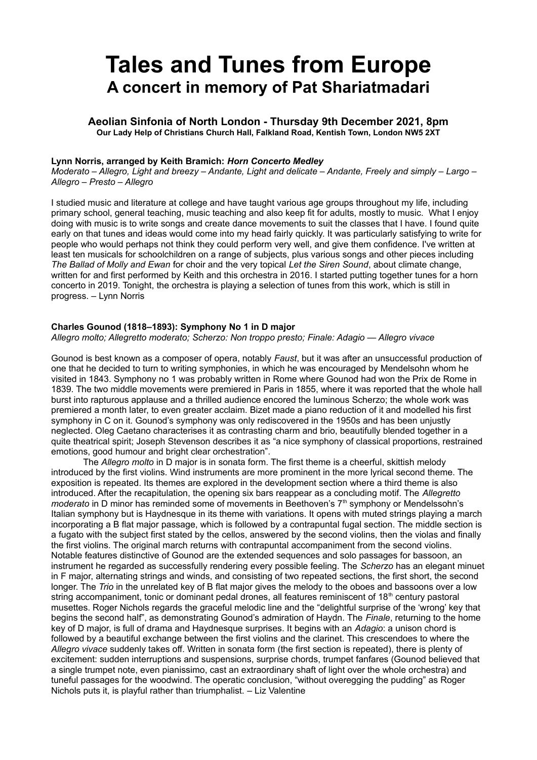# Tales and Tunes from Europe
## A concert in memory of Pat Shariatmadari

### Aeolian Sinfonia of North London - Thursday 9th December 2021, 8pm
**Our Lady Help of Christians Church Hall, Falkland Road, Kentish Town, London NW5 2XT**

**Lynn Norris, arranged by Keith Bramich: *Horn Concerto Medley***
*Moderato – Allegro, Light and breezy – Andante, Light and delicate – Andante, Freely and simply – Largo – Allegro – Presto – Allegro*

I studied music and literature at college and have taught various age groups throughout my life, including primary school, general teaching, music teaching and also keep fit for adults, mostly to music. What I enjoy doing with music is to write songs and create dance movements to suit the classes that I have. I found quite early on that tunes and ideas would come into my head fairly quickly. It was particularly satisfying to write for people who would perhaps not think they could perform very well, and give them confidence. I've written at least ten musicals for schoolchildren on a range of subjects, plus various songs and other pieces including *The Ballad of Molly and Ewan* for choir and the very topical *Let the Siren Sound*, about climate change, written for and first performed by Keith and this orchestra in 2016. I started putting together tunes for a horn concerto in 2019. Tonight, the orchestra is playing a selection of tunes from this work, which is still in progress. – Lynn Norris

**Charles Gounod (1818–1893): Symphony No 1 in D major**
*Allegro molto; Allegretto moderato; Scherzo: Non troppo presto; Finale: Adagio — Allegro vivace*

Gounod is best known as a composer of opera, notably *Faust*, but it was after an unsuccessful production of one that he decided to turn to writing symphonies, in which he was encouraged by Mendelsohn whom he visited in 1843. Symphony no 1 was probably written in Rome where Gounod had won the Prix de Rome in 1839. The two middle movements were premiered in Paris in 1855, where it was reported that the whole hall burst into rapturous applause and a thrilled audience encored the luminous Scherzo; the whole work was premiered a month later, to even greater acclaim. Bizet made a piano reduction of it and modelled his first symphony in C on it. Gounod's symphony was only rediscovered in the 1950s and has been unjustly neglected. Oleg Caetano characterises it as contrasting charm and brio, beautifully blended together in a quite theatrical spirit; Joseph Stevenson describes it as "a nice symphony of classical proportions, restrained emotions, good humour and bright clear orchestration".

The *Allegro molto* in D major is in sonata form. The first theme is a cheerful, skittish melody introduced by the first violins. Wind instruments are more prominent in the more lyrical second theme. The exposition is repeated. Its themes are explored in the development section where a third theme is also introduced. After the recapitulation, the opening six bars reappear as a concluding motif. The *Allegretto moderato* in D minor has reminded some of movements in Beethoven's 7th symphony or Mendelssohn's Italian symphony but is Haydnesque in its theme with variations. It opens with muted strings playing a march incorporating a B flat major passage, which is followed by a contrapuntal fugal section. The middle section is a fugato with the subject first stated by the cellos, answered by the second violins, then the violas and finally the first violins. The original march returns with contrapuntal accompaniment from the second violins. Notable features distinctive of Gounod are the extended sequences and solo passages for bassoon, an instrument he regarded as successfully rendering every possible feeling. The *Scherzo* has an elegant minuet in F major, alternating strings and winds, and consisting of two repeated sections, the first short, the second longer. The *Trio* in the unrelated key of B flat major gives the melody to the oboes and bassoons over a low string accompaniment, tonic or dominant pedal drones, all features reminiscent of 18th century pastoral musettes. Roger Nichols regards the graceful melodic line and the "delightful surprise of the 'wrong' key that begins the second half", as demonstrating Gounod's admiration of Haydn. The *Finale*, returning to the home key of D major, is full of drama and Haydnesque surprises. It begins with an *Adagio*: a unison chord is followed by a beautiful exchange between the first violins and the clarinet. This crescendoes to where the *Allegro vivace* suddenly takes off. Written in sonata form (the first section is repeated), there is plenty of excitement: sudden interruptions and suspensions, surprise chords, trumpet fanfares (Gounod believed that a single trumpet note, even pianissimo, cast an extraordinary shaft of light over the whole orchestra) and tuneful passages for the woodwind. The operatic conclusion, "without overegging the pudding" as Roger Nichols puts it, is playful rather than triumphalist. – Liz Valentine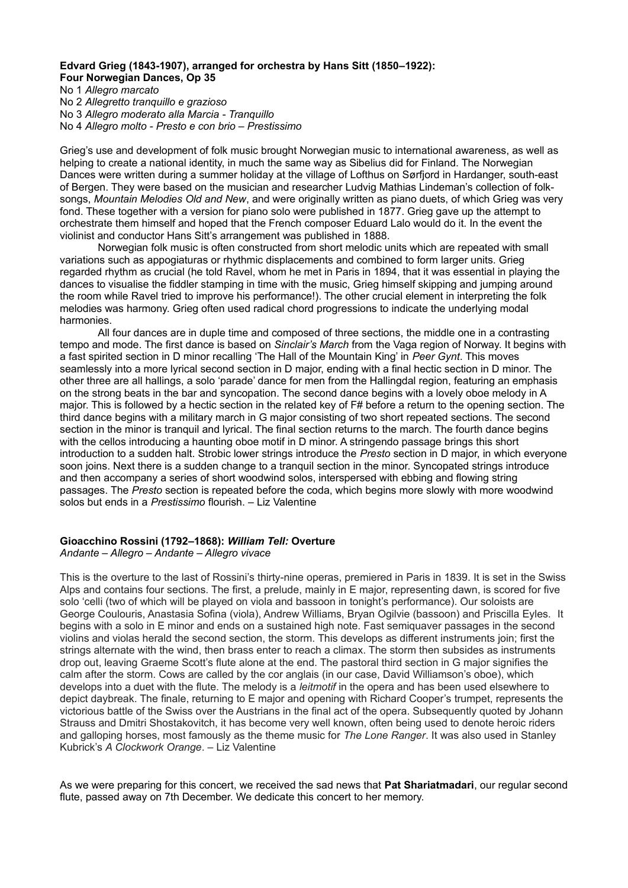**Edvard Grieg (1843-1907), arranged for orchestra by Hans Sitt (1850–1922):**
**Four Norwegian Dances, Op 35**

No 1 *Allegro marcato*
No 2 *Allegretto tranquillo e grazioso*
No 3 *Allegro moderato alla Marcia - Tranquillo*
No 4 *Allegro molto - Presto e con brio – Prestissimo*

Grieg's use and development of folk music brought Norwegian music to international awareness, as well as helping to create a national identity, in much the same way as Sibelius did for Finland. The Norwegian Dances were written during a summer holiday at the village of Lofthus on Sørfjord in Hardanger, south-east of Bergen. They were based on the musician and researcher Ludvig Mathias Lindeman's collection of folk-songs, *Mountain Melodies Old and New*, and were originally written as piano duets, of which Grieg was very fond. These together with a version for piano solo were published in 1877. Grieg gave up the attempt to orchestrate them himself and hoped that the French composer Eduard Lalo would do it. In the event the violinist and conductor Hans Sitt's arrangement was published in 1888.

Norwegian folk music is often constructed from short melodic units which are repeated with small variations such as appogiaturas or rhythmic displacements and combined to form larger units. Grieg regarded rhythm as crucial (he told Ravel, whom he met in Paris in 1894, that it was essential in playing the dances to visualise the fiddler stamping in time with the music, Grieg himself skipping and jumping around the room while Ravel tried to improve his performance!). The other crucial element in interpreting the folk melodies was harmony. Grieg often used radical chord progressions to indicate the underlying modal harmonies.

All four dances are in duple time and composed of three sections, the middle one in a contrasting tempo and mode. The first dance is based on *Sinclair's March* from the Vaga region of Norway. It begins with a fast spirited section in D minor recalling 'The Hall of the Mountain King' in *Peer Gynt*. This moves seamlessly into a more lyrical second section in D major, ending with a final hectic section in D minor. The other three are all hallings, a solo 'parade' dance for men from the Hallingdal region, featuring an emphasis on the strong beats in the bar and syncopation. The second dance begins with a lovely oboe melody in A major. This is followed by a hectic section in the related key of F# before a return to the opening section. The third dance begins with a military march in G major consisting of two short repeated sections. The second section in the minor is tranquil and lyrical. The final section returns to the march. The fourth dance begins with the cellos introducing a haunting oboe motif in D minor. A stringendo passage brings this short introduction to a sudden halt. Strobic lower strings introduce the *Presto* section in D major, in which everyone soon joins. Next there is a sudden change to a tranquil section in the minor. Syncopated strings introduce and then accompany a series of short woodwind solos, interspersed with ebbing and flowing string passages. The *Presto* section is repeated before the coda, which begins more slowly with more woodwind solos but ends in a *Prestissimo* flourish. – Liz Valentine

**Gioacchino Rossini (1792–1868): *William Tell:* Overture**
*Andante – Allegro – Andante – Allegro vivace*

This is the overture to the last of Rossini's thirty-nine operas, premiered in Paris in 1839. It is set in the Swiss Alps and contains four sections. The first, a prelude, mainly in E major, representing dawn, is scored for five solo 'celli (two of which will be played on viola and bassoon in tonight's performance). Our soloists are George Coulouris, Anastasia Sofina (viola), Andrew Williams, Bryan Ogilvie (bassoon) and Priscilla Eyles. It begins with a solo in E minor and ends on a sustained high note. Fast semiquaver passages in the second violins and violas herald the second section, the storm. This develops as different instruments join; first the strings alternate with the wind, then brass enter to reach a climax. The storm then subsides as instruments drop out, leaving Graeme Scott's flute alone at the end. The pastoral third section in G major signifies the calm after the storm. Cows are called by the cor anglais (in our case, David Williamson's oboe), which develops into a duet with the flute. The melody is a *leitmotif* in the opera and has been used elsewhere to depict daybreak. The finale, returning to E major and opening with Richard Cooper's trumpet, represents the victorious battle of the Swiss over the Austrians in the final act of the opera. Subsequently quoted by Johann Strauss and Dmitri Shostakovitch, it has become very well known, often being used to denote heroic riders and galloping horses, most famously as the theme music for *The Lone Ranger*. It was also used in Stanley Kubrick's *A Clockwork Orange*. – Liz Valentine

As we were preparing for this concert, we received the sad news that **Pat Shariatmadari**, our regular second flute, passed away on 7th December. We dedicate this concert to her memory.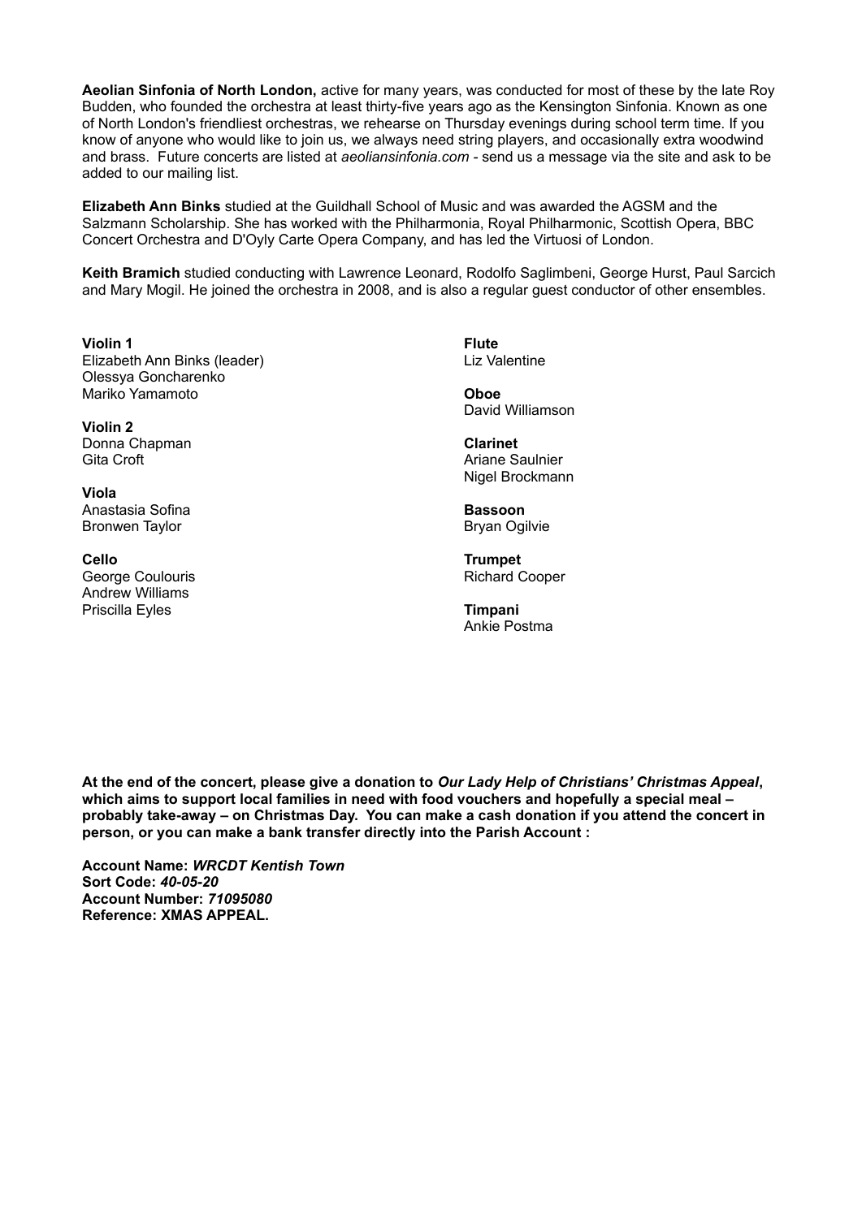**Aeolian Sinfonia of North London,** active for many years, was conducted for most of these by the late Roy Budden, who founded the orchestra at least thirty-five years ago as the Kensington Sinfonia. Known as one of North London's friendliest orchestras, we rehearse on Thursday evenings during school term time. If you know of anyone who would like to join us, we always need string players, and occasionally extra woodwind and brass. Future concerts are listed at *aeoliansinfonia.com* - send us a message via the site and ask to be added to our mailing list.

**Elizabeth Ann Binks** studied at the Guildhall School of Music and was awarded the AGSM and the Salzmann Scholarship. She has worked with the Philharmonia, Royal Philharmonic, Scottish Opera, BBC Concert Orchestra and D'Oyly Carte Opera Company, and has led the Virtuosi of London.

**Keith Bramich** studied conducting with Lawrence Leonard, Rodolfo Saglimbeni, George Hurst, Paul Sarcich and Mary Mogil. He joined the orchestra in 2008, and is also a regular guest conductor of other ensembles.

**Violin 1**
Elizabeth Ann Binks (leader)
Olessya Goncharenko
Mariko Yamamoto

**Violin 2**
Donna Chapman
Gita Croft

**Viola**
Anastasia Sofina
Bronwen Taylor

**Cello**
George Coulouris
Andrew Williams
Priscilla Eyles

**Flute**
Liz Valentine

**Oboe**
David Williamson

**Clarinet**
Ariane Saulnier
Nigel Brockmann

**Bassoon**
Bryan Ogilvie

**Trumpet**
Richard Cooper

**Timpani**
Ankie Postma

**At the end of the concert, please give a donation to *Our Lady Help of Christians' Christmas Appeal*, which aims to support local families in need with food vouchers and hopefully a special meal – probably take-away – on Christmas Day. You can make a cash donation if you attend the concert in person, or you can make a bank transfer directly into the Parish Account :**

**Account Name: *WRCDT Kentish Town***
**Sort Code: *40-05-20***
**Account Number: *71095080***
**Reference: XMAS APPEAL.**